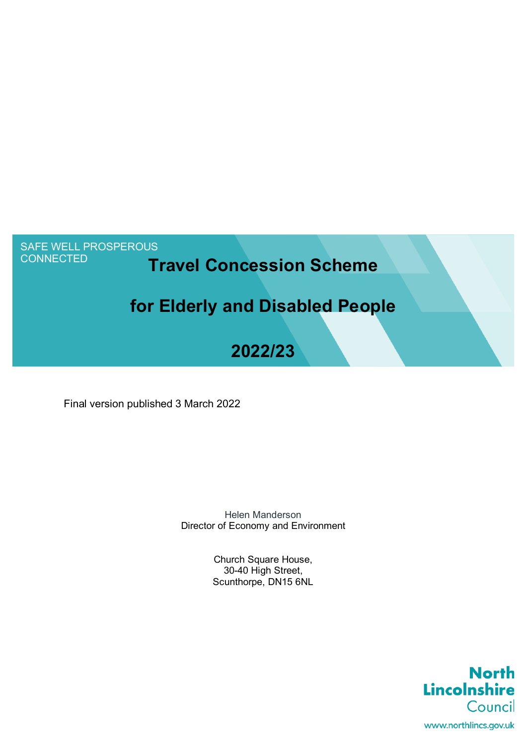SAFE WELL PROSPEROUS CONNECTED

# Travel Concession Scheme

# for Elderly and Disabled People

# 2022/23

Final version published 3 March 2022

Helen Manderson
Director of Economy and Environment

Church Square House,
30-40 High Street,
Scunthorpe, DN15 6NL

North Lincolnshire Council

www.northlincs.gov.uk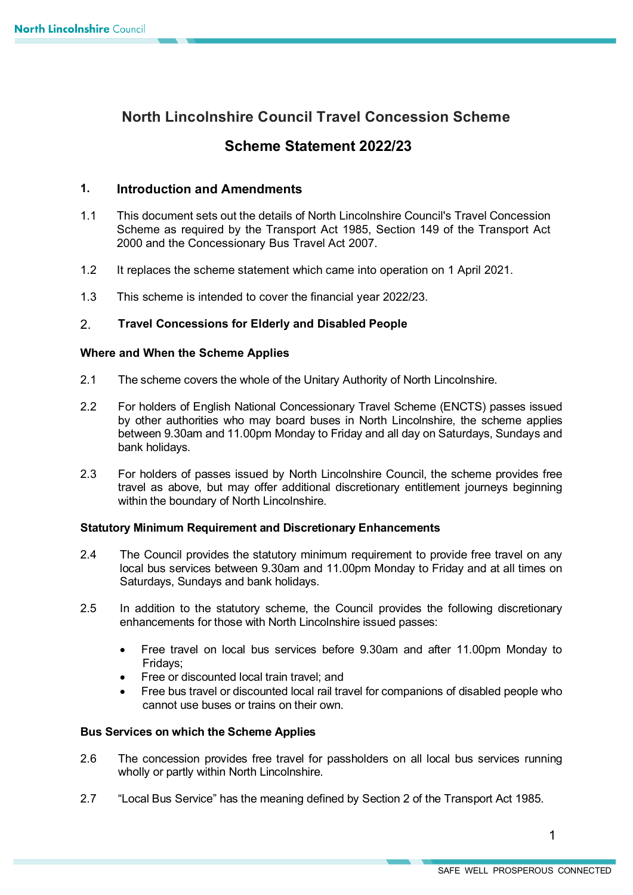# North Lincolnshire Council Travel Concession Scheme

# Scheme Statement 2022/23

## 1. Introduction and Amendments

1.1 This document sets out the details of North Lincolnshire Council's Travel Concession Scheme as required by the Transport Act 1985, Section 149 of the Transport Act 2000 and the Concessionary Bus Travel Act 2007.

1.2 It replaces the scheme statement which came into operation on 1 April 2021.

1.3 This scheme is intended to cover the financial year 2022/23.

## 2. Travel Concessions for Elderly and Disabled People

### Where and When the Scheme Applies

2.1 The scheme covers the whole of the Unitary Authority of North Lincolnshire.

2.2 For holders of English National Concessionary Travel Scheme (ENCTS) passes issued by other authorities who may board buses in North Lincolnshire, the scheme applies between 9.30am and 11.00pm Monday to Friday and all day on Saturdays, Sundays and bank holidays.

2.3 For holders of passes issued by North Lincolnshire Council, the scheme provides free travel as above, but may offer additional discretionary entitlement journeys beginning within the boundary of North Lincolnshire.

### Statutory Minimum Requirement and Discretionary Enhancements

2.4 The Council provides the statutory minimum requirement to provide free travel on any local bus services between 9.30am and 11.00pm Monday to Friday and at all times on Saturdays, Sundays and bank holidays.

2.5 In addition to the statutory scheme, the Council provides the following discretionary enhancements for those with North Lincolnshire issued passes:

- Free travel on local bus services before 9.30am and after 11.00pm Monday to Fridays;
- Free or discounted local train travel; and
- Free bus travel or discounted local rail travel for companions of disabled people who cannot use buses or trains on their own.

### Bus Services on which the Scheme Applies

2.6 The concession provides free travel for passholders on all local bus services running wholly or partly within North Lincolnshire.

2.7 "Local Bus Service" has the meaning defined by Section 2 of the Transport Act 1985.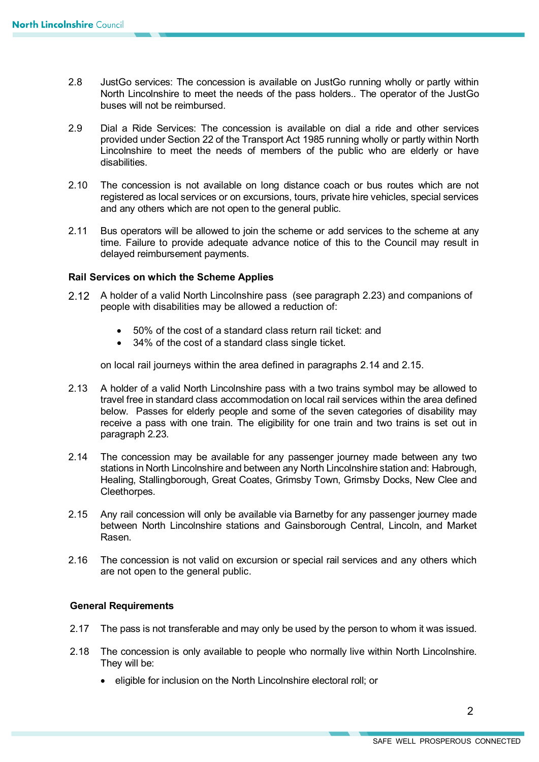2.8 JustGo services: The concession is available on JustGo running wholly or partly within North Lincolnshire to meet the needs of the pass holders.. The operator of the JustGo buses will not be reimbursed.

2.9 Dial a Ride Services: The concession is available on dial a ride and other services provided under Section 22 of the Transport Act 1985 running wholly or partly within North Lincolnshire to meet the needs of members of the public who are elderly or have disabilities.

2.10 The concession is not available on long distance coach or bus routes which are not registered as local services or on excursions, tours, private hire vehicles, special services and any others which are not open to the general public.

2.11 Bus operators will be allowed to join the scheme or add services to the scheme at any time. Failure to provide adequate advance notice of this to the Council may result in delayed reimbursement payments.

**Rail Services on which the Scheme Applies**

2.12 A holder of a valid North Lincolnshire pass (see paragraph 2.23) and companions of people with disabilities may be allowed a reduction of:

- 50% of the cost of a standard class return rail ticket: and
- 34% of the cost of a standard class single ticket.

on local rail journeys within the area defined in paragraphs 2.14 and 2.15.

2.13 A holder of a valid North Lincolnshire pass with a two trains symbol may be allowed to travel free in standard class accommodation on local rail services within the area defined below. Passes for elderly people and some of the seven categories of disability may receive a pass with one train. The eligibility for one train and two trains is set out in paragraph 2.23.

2.14 The concession may be available for any passenger journey made between any two stations in North Lincolnshire and between any North Lincolnshire station and: Habrough, Healing, Stallingborough, Great Coates, Grimsby Town, Grimsby Docks, New Clee and Cleethorpes.

2.15 Any rail concession will only be available via Barnetby for any passenger journey made between North Lincolnshire stations and Gainsborough Central, Lincoln, and Market Rasen.

2.16 The concession is not valid on excursion or special rail services and any others which are not open to the general public.

**General Requirements**

2.17 The pass is not transferable and may only be used by the person to whom it was issued.

2.18 The concession is only available to people who normally live within North Lincolnshire. They will be:

- eligible for inclusion on the North Lincolnshire electoral roll; or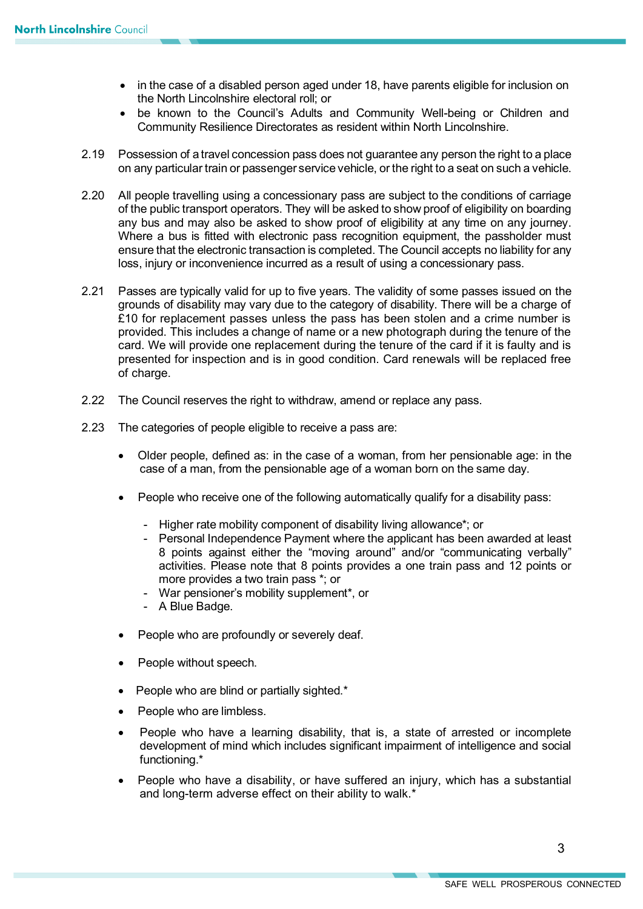- in the case of a disabled person aged under 18, have parents eligible for inclusion on the North Lincolnshire electoral roll; or
- be known to the Council's Adults and Community Well-being or Children and Community Resilience Directorates as resident within North Lincolnshire.

2.19 Possession of a travel concession pass does not guarantee any person the right to a place on any particular train or passenger service vehicle, or the right to a seat on such a vehicle.

2.20 All people travelling using a concessionary pass are subject to the conditions of carriage of the public transport operators. They will be asked to show proof of eligibility on boarding any bus and may also be asked to show proof of eligibility at any time on any journey. Where a bus is fitted with electronic pass recognition equipment, the passholder must ensure that the electronic transaction is completed. The Council accepts no liability for any loss, injury or inconvenience incurred as a result of using a concessionary pass.

2.21 Passes are typically valid for up to five years. The validity of some passes issued on the grounds of disability may vary due to the category of disability. There will be a charge of £10 for replacement passes unless the pass has been stolen and a crime number is provided. This includes a change of name or a new photograph during the tenure of the card. We will provide one replacement during the tenure of the card if it is faulty and is presented for inspection and is in good condition. Card renewals will be replaced free of charge.

2.22 The Council reserves the right to withdraw, amend or replace any pass.

2.23 The categories of people eligible to receive a pass are:

- Older people, defined as: in the case of a woman, from her pensionable age: in the case of a man, from the pensionable age of a woman born on the same day.
- People who receive one of the following automatically qualify for a disability pass:
  - Higher rate mobility component of disability living allowance*; or
  - Personal Independence Payment where the applicant has been awarded at least 8 points against either the "moving around" and/or "communicating verbally" activities. Please note that 8 points provides a one train pass and 12 points or more provides a two train pass *; or
  - War pensioner's mobility supplement*, or
  - A Blue Badge.
- People who are profoundly or severely deaf.
- People without speech.
- People who are blind or partially sighted.*
- People who are limbless.
- People who have a learning disability, that is, a state of arrested or incomplete development of mind which includes significant impairment of intelligence and social functioning.*
- People who have a disability, or have suffered an injury, which has a substantial and long-term adverse effect on their ability to walk.*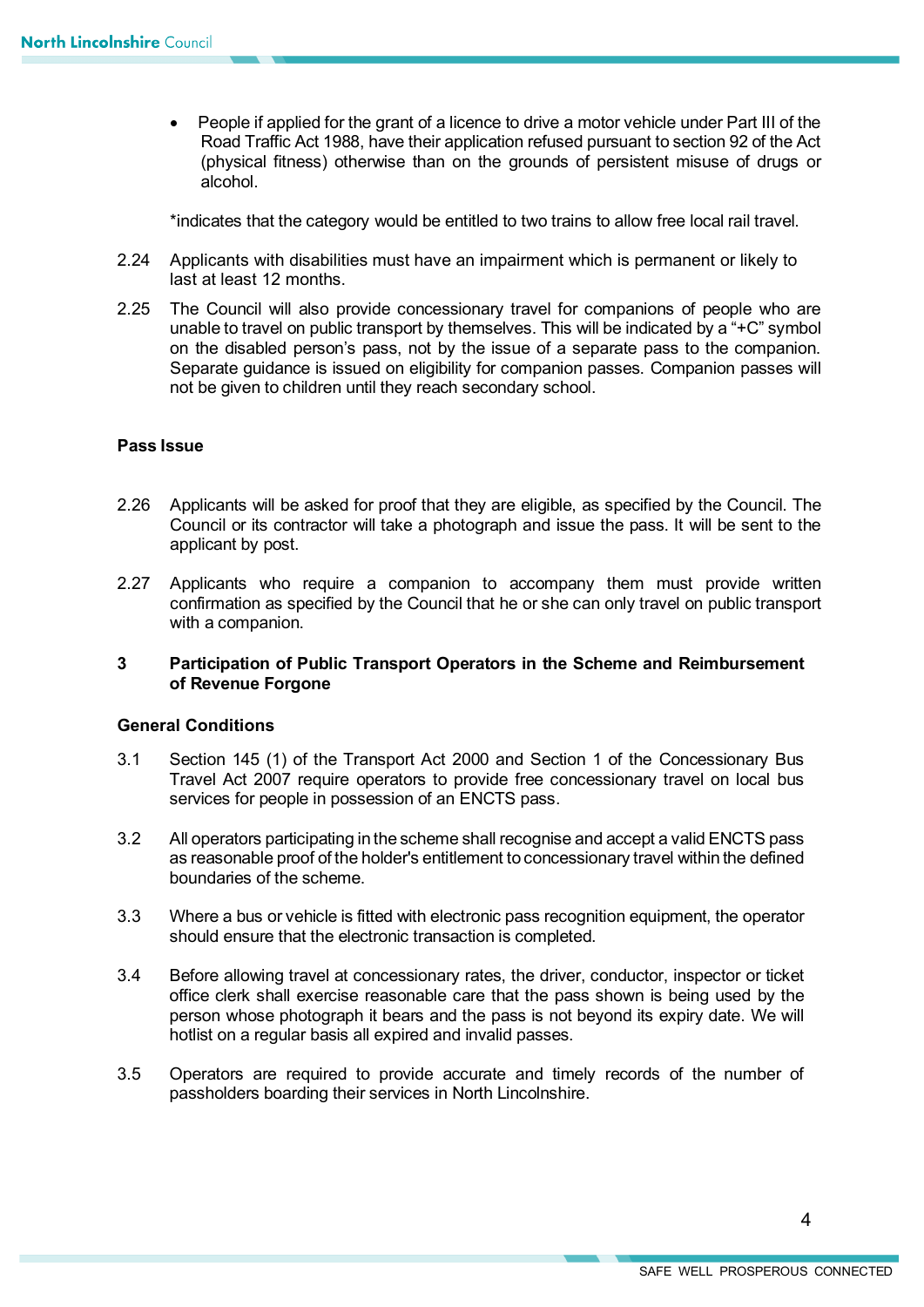- People if applied for the grant of a licence to drive a motor vehicle under Part III of the Road Traffic Act 1988, have their application refused pursuant to section 92 of the Act (physical fitness) otherwise than on the grounds of persistent misuse of drugs or alcohol.

*indicates that the category would be entitled to two trains to allow free local rail travel.

2.24 Applicants with disabilities must have an impairment which is permanent or likely to last at least 12 months.

2.25 The Council will also provide concessionary travel for companions of people who are unable to travel on public transport by themselves. This will be indicated by a "+C" symbol on the disabled person's pass, not by the issue of a separate pass to the companion. Separate guidance is issued on eligibility for companion passes. Companion passes will not be given to children until they reach secondary school.

**Pass Issue**

2.26 Applicants will be asked for proof that they are eligible, as specified by the Council. The Council or its contractor will take a photograph and issue the pass. It will be sent to the applicant by post.

2.27 Applicants who require a companion to accompany them must provide written confirmation as specified by the Council that he or she can only travel on public transport with a companion.

## 3 Participation of Public Transport Operators in the Scheme and Reimbursement of Revenue Forgone

**General Conditions**

3.1 Section 145 (1) of the Transport Act 2000 and Section 1 of the Concessionary Bus Travel Act 2007 require operators to provide free concessionary travel on local bus services for people in possession of an ENCTS pass.

3.2 All operators participating in the scheme shall recognise and accept a valid ENCTS pass as reasonable proof of the holder's entitlement to concessionary travel within the defined boundaries of the scheme.

3.3 Where a bus or vehicle is fitted with electronic pass recognition equipment, the operator should ensure that the electronic transaction is completed.

3.4 Before allowing travel at concessionary rates, the driver, conductor, inspector or ticket office clerk shall exercise reasonable care that the pass shown is being used by the person whose photograph it bears and the pass is not beyond its expiry date. We will hotlist on a regular basis all expired and invalid passes.

3.5 Operators are required to provide accurate and timely records of the number of passholders boarding their services in North Lincolnshire.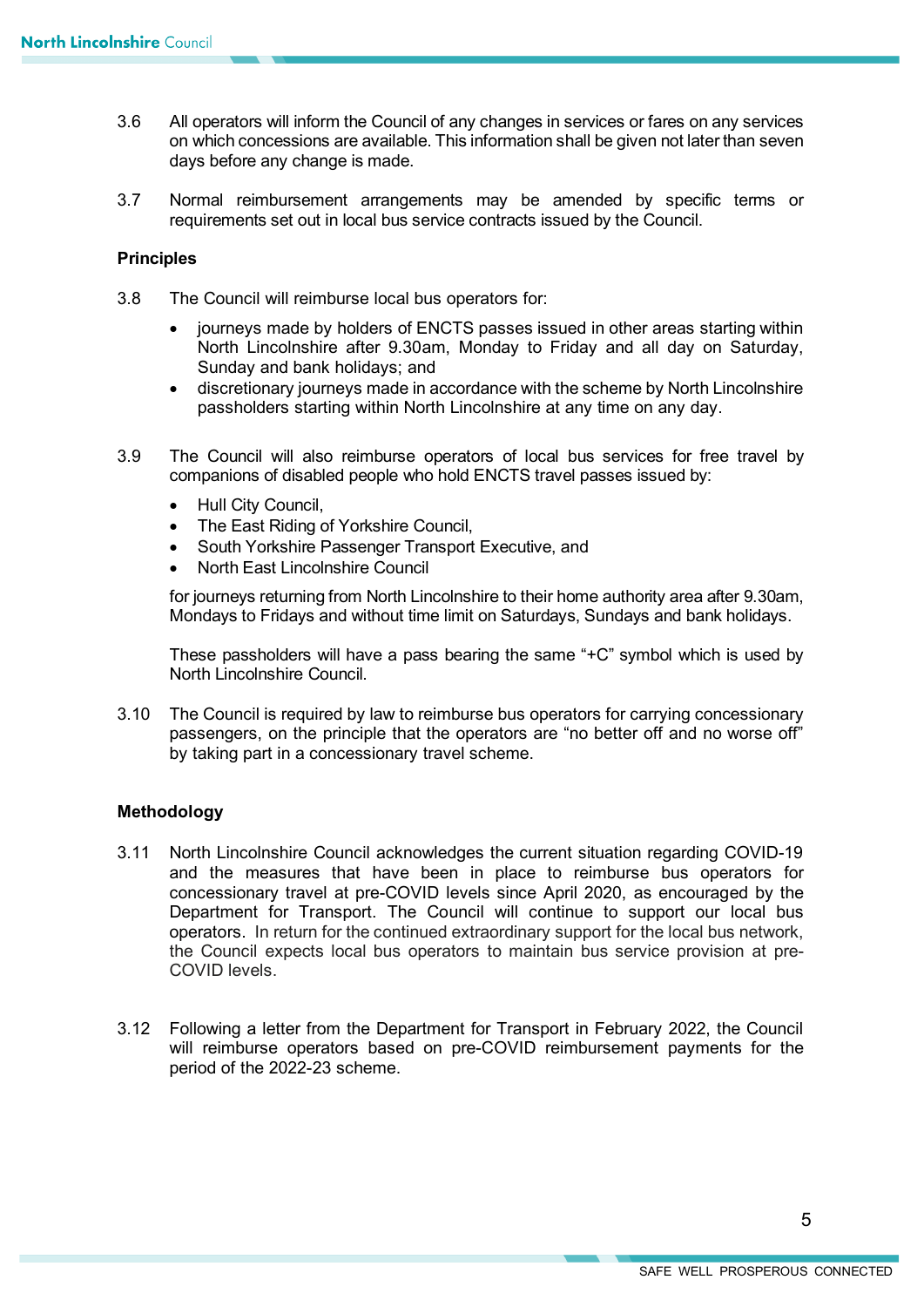3.6 All operators will inform the Council of any changes in services or fares on any services on which concessions are available. This information shall be given not later than seven days before any change is made.

3.7 Normal reimbursement arrangements may be amended by specific terms or requirements set out in local bus service contracts issued by the Council.

**Principles**

3.8 The Council will reimburse local bus operators for:

- journeys made by holders of ENCTS passes issued in other areas starting within North Lincolnshire after 9.30am, Monday to Friday and all day on Saturday, Sunday and bank holidays; and
- discretionary journeys made in accordance with the scheme by North Lincolnshire passholders starting within North Lincolnshire at any time on any day.

3.9 The Council will also reimburse operators of local bus services for free travel by companions of disabled people who hold ENCTS travel passes issued by:

- Hull City Council,
- The East Riding of Yorkshire Council,
- South Yorkshire Passenger Transport Executive, and
- North East Lincolnshire Council

for journeys returning from North Lincolnshire to their home authority area after 9.30am, Mondays to Fridays and without time limit on Saturdays, Sundays and bank holidays.

These passholders will have a pass bearing the same "+C" symbol which is used by North Lincolnshire Council.

3.10 The Council is required by law to reimburse bus operators for carrying concessionary passengers, on the principle that the operators are "no better off and no worse off" by taking part in a concessionary travel scheme.

**Methodology**

3.11 North Lincolnshire Council acknowledges the current situation regarding COVID-19 and the measures that have been in place to reimburse bus operators for concessionary travel at pre-COVID levels since April 2020, as encouraged by the Department for Transport. The Council will continue to support our local bus operators. In return for the continued extraordinary support for the local bus network, the Council expects local bus operators to maintain bus service provision at pre-COVID levels.

3.12 Following a letter from the Department for Transport in February 2022, the Council will reimburse operators based on pre-COVID reimbursement payments for the period of the 2022-23 scheme.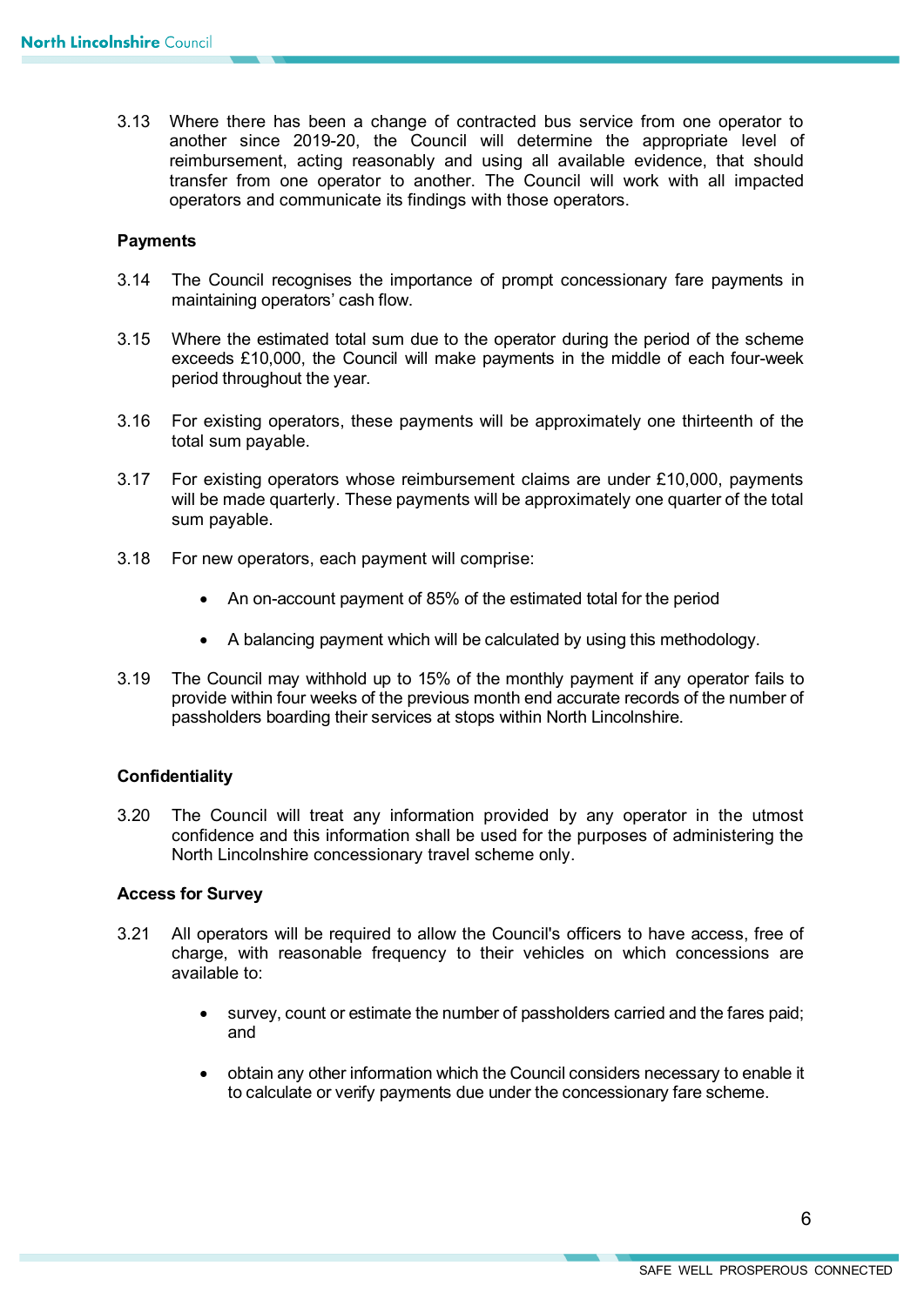3.13 Where there has been a change of contracted bus service from one operator to another since 2019-20, the Council will determine the appropriate level of reimbursement, acting reasonably and using all available evidence, that should transfer from one operator to another. The Council will work with all impacted operators and communicate its findings with those operators.

**Payments**

3.14 The Council recognises the importance of prompt concessionary fare payments in maintaining operators' cash flow.

3.15 Where the estimated total sum due to the operator during the period of the scheme exceeds £10,000, the Council will make payments in the middle of each four-week period throughout the year.

3.16 For existing operators, these payments will be approximately one thirteenth of the total sum payable.

3.17 For existing operators whose reimbursement claims are under £10,000, payments will be made quarterly. These payments will be approximately one quarter of the total sum payable.

3.18 For new operators, each payment will comprise:

- An on-account payment of 85% of the estimated total for the period
- A balancing payment which will be calculated by using this methodology.

3.19 The Council may withhold up to 15% of the monthly payment if any operator fails to provide within four weeks of the previous month end accurate records of the number of passholders boarding their services at stops within North Lincolnshire.

**Confidentiality**

3.20 The Council will treat any information provided by any operator in the utmost confidence and this information shall be used for the purposes of administering the North Lincolnshire concessionary travel scheme only.

**Access for Survey**

3.21 All operators will be required to allow the Council's officers to have access, free of charge, with reasonable frequency to their vehicles on which concessions are available to:

- survey, count or estimate the number of passholders carried and the fares paid; and
- obtain any other information which the Council considers necessary to enable it to calculate or verify payments due under the concessionary fare scheme.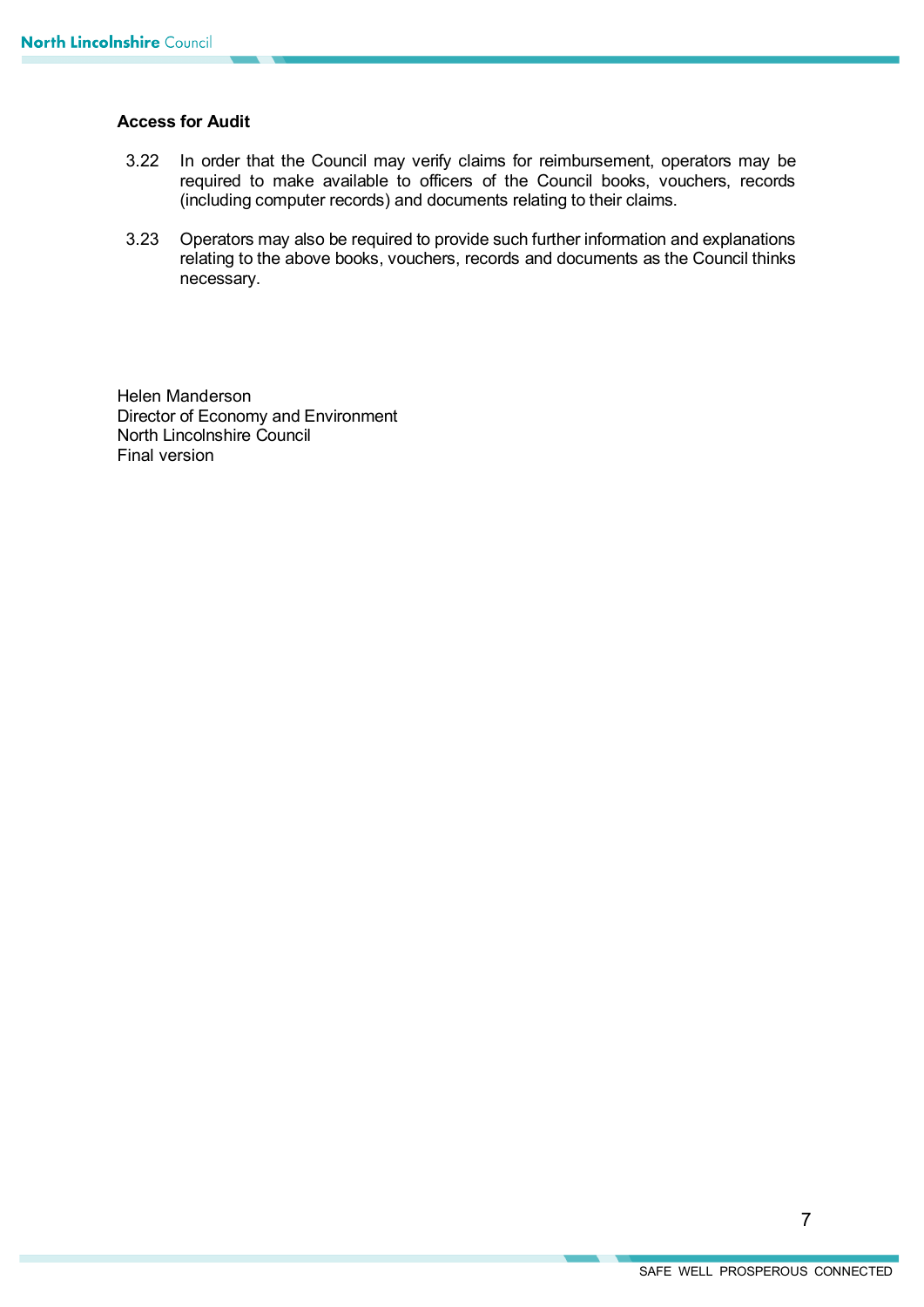**Access for Audit**

3.22 In order that the Council may verify claims for reimbursement, operators may be required to make available to officers of the Council books, vouchers, records (including computer records) and documents relating to their claims.

3.23 Operators may also be required to provide such further information and explanations relating to the above books, vouchers, records and documents as the Council thinks necessary.

Helen Manderson
Director of Economy and Environment
North Lincolnshire Council
Final version